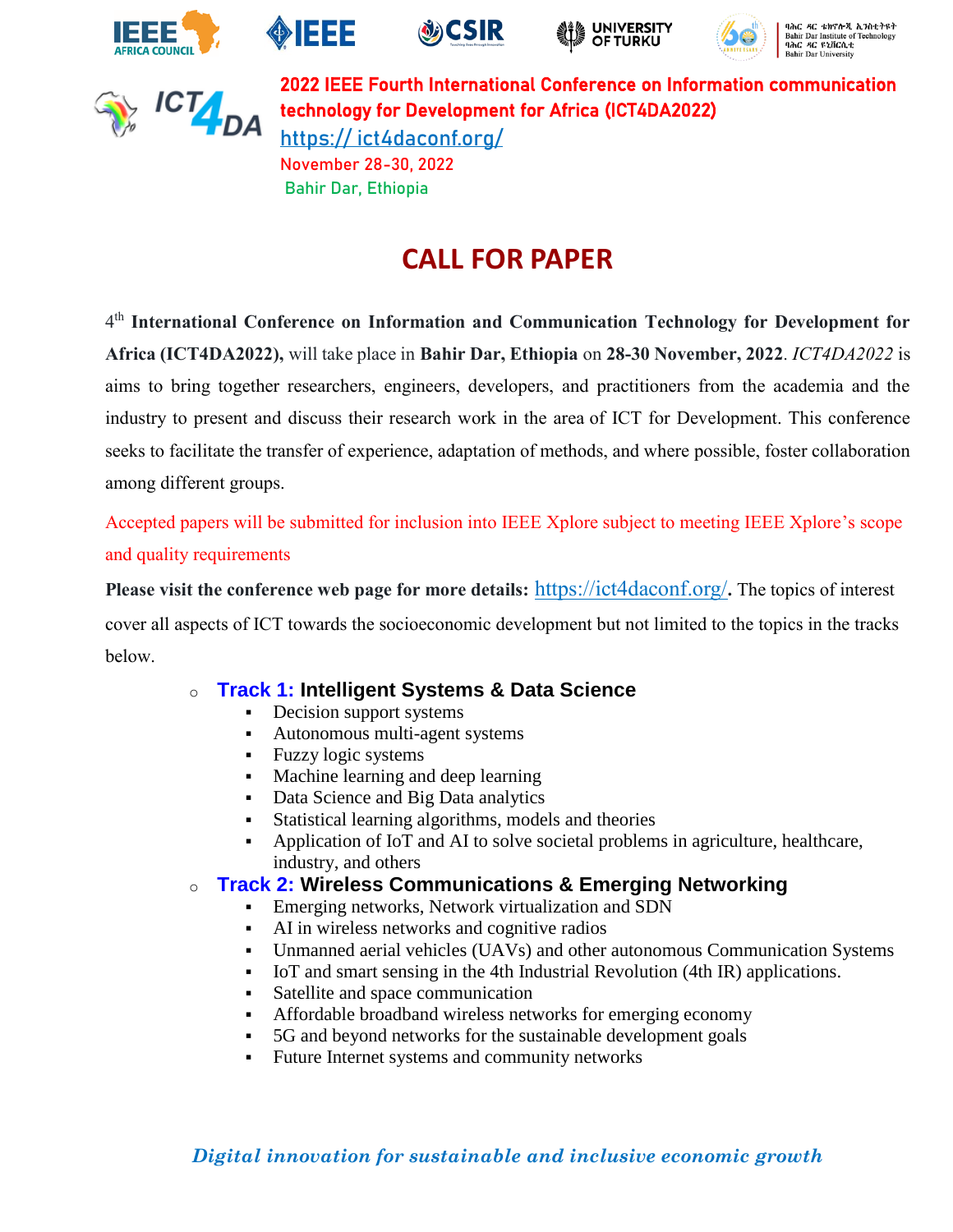**2022 IEEE Fourth International Conference on Information communication technology for Development for Africa (ICT4DA2022)**

https:// ict4daconf.org/

November 28-30, 2022

Bahir Dar, Ethiopia

# CALL FOR PAPER

4th **International Conference on Information and Communication Technology for Development for Africa (ICT4DA2022),** will take place in **Bahir Dar, Ethiopia** on **28-30 November, 2022**. *ICT4DA2022* is aims to bring together researchers, engineers, developers, and practitioners from the academia and the industry to present and discuss their research work in the area of ICT for Development. This conference seeks to facilitate the transfer of experience, adaptation of methods, and where possible, foster collaboration among different groups.

Accepted papers will be submitted for inclusion into IEEE Xplore subject to meeting IEEE Xplore's scope and quality requirements

**Please visit the conference web page for more details:** https://ict4daconf.org/**.** The topics of interest cover all aspects of ICT towards the socioeconomic development but not limited to the topics in the tracks below.

- **Track 1: Intelligent Systems & Data Science**
  - Decision support systems
  - Autonomous multi-agent systems
  - Fuzzy logic systems
  - Machine learning and deep learning
  - Data Science and Big Data analytics
  - Statistical learning algorithms, models and theories
  - Application of IoT and AI to solve societal problems in agriculture, healthcare, industry, and others
- **Track 2: Wireless Communications & Emerging Networking**
  - Emerging networks, Network virtualization and SDN
  - AI in wireless networks and cognitive radios
  - Unmanned aerial vehicles (UAVs) and other autonomous Communication Systems
  - IoT and smart sensing in the 4th Industrial Revolution (4th IR) applications.
  - Satellite and space communication
  - Affordable broadband wireless networks for emerging economy
  - 5G and beyond networks for the sustainable development goals
  - Future Internet systems and community networks

*Digital innovation for sustainable and inclusive economic growth*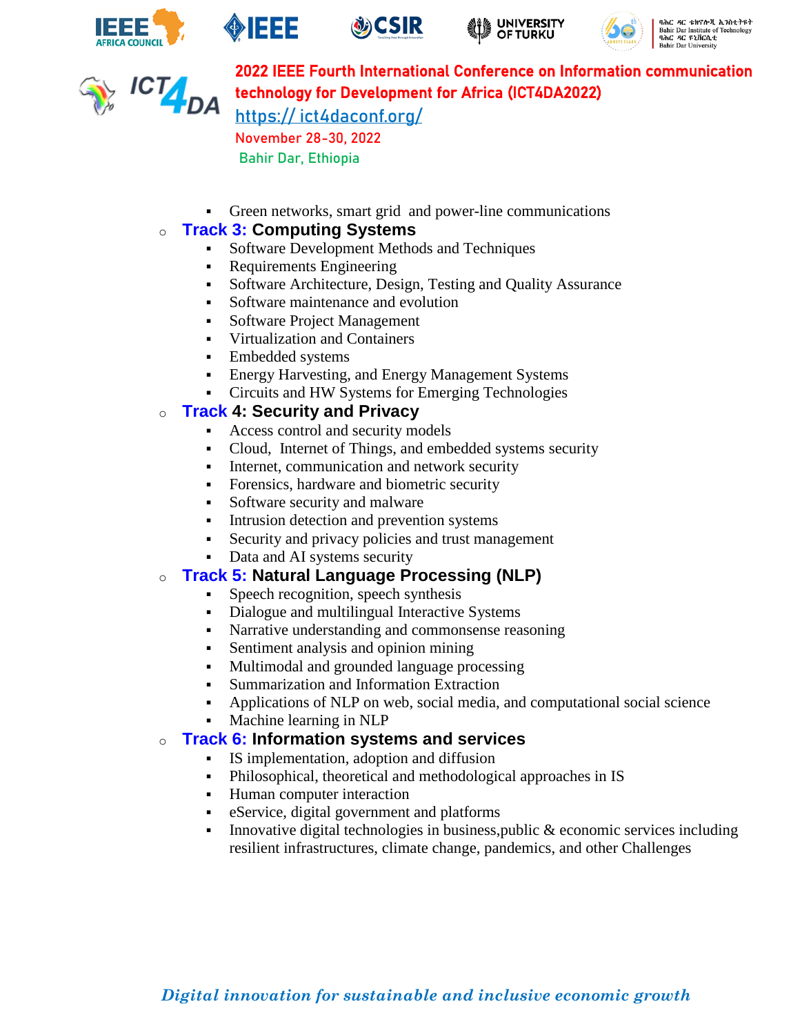- Green networks, smart grid and power-line communications

- **Track 3: Computing Systems**
  - Software Development Methods and Techniques
  - Requirements Engineering
  - Software Architecture, Design, Testing and Quality Assurance
  - Software maintenance and evolution
  - Software Project Management
  - Virtualization and Containers
  - Embedded systems
  - Energy Harvesting, and Energy Management Systems
  - Circuits and HW Systems for Emerging Technologies
- **Track 4: Security and Privacy**
  - Access control and security models
  - Cloud, Internet of Things, and embedded systems security
  - Internet, communication and network security
  - Forensics, hardware and biometric security
  - Software security and malware
  - Intrusion detection and prevention systems
  - Security and privacy policies and trust management
  - Data and AI systems security
- **Track 5: Natural Language Processing (NLP)**
  - Speech recognition, speech synthesis
  - Dialogue and multilingual Interactive Systems
  - Narrative understanding and commonsense reasoning
  - Sentiment analysis and opinion mining
  - Multimodal and grounded language processing
  - Summarization and Information Extraction
  - Applications of NLP on web, social media, and computational social science
  - Machine learning in NLP
- **Track 6: Information systems and services**
  - IS implementation, adoption and diffusion
  - Philosophical, theoretical and methodological approaches in IS
  - Human computer interaction
  - eService, digital government and platforms
  - Innovative digital technologies in business,public & economic services including resilient infrastructures, climate change, pandemics, and other Challenges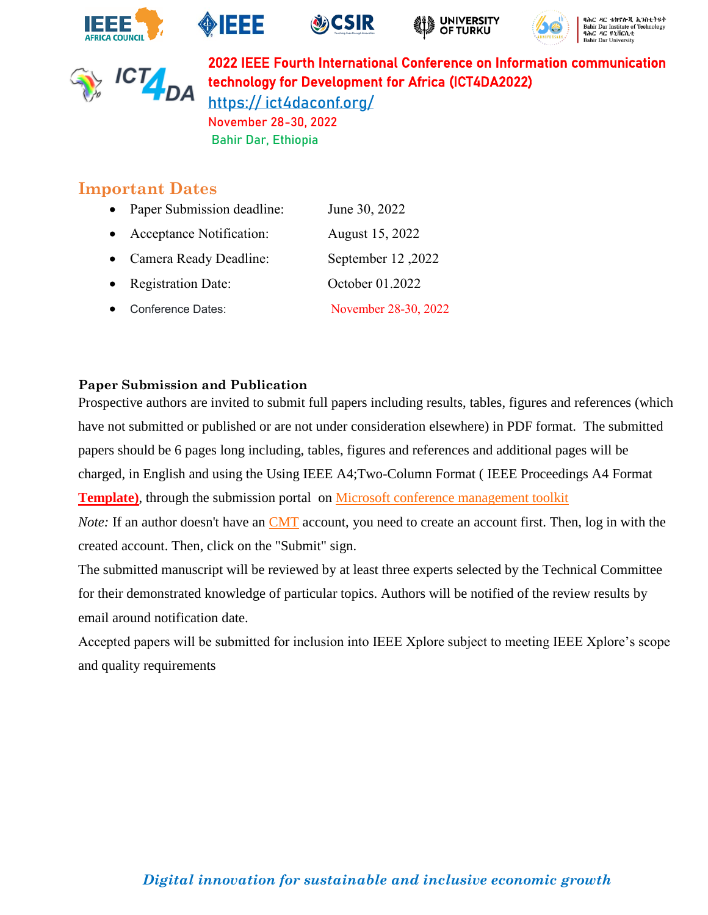**2022 IEEE Fourth International Conference on Information communication technology for Development for Africa (ICT4DA2022)**

https:// ict4daconf.org/

November 28-30, 2022

Bahir Dar, Ethiopia

## Important Dates

- Paper Submission deadline: June 30, 2022
- Acceptance Notification: August 15, 2022
- Camera Ready Deadline: September 12 ,2022
- Registration Date: October 01.2022
- Conference Dates: November 28-30, 2022

### Paper Submission and Publication

Prospective authors are invited to submit full papers including results, tables, figures and references (which have not submitted or published or are not under consideration elsewhere) in PDF format. The submitted papers should be 6 pages long including, tables, figures and references and additional pages will be charged, in English and using the Using IEEE A4;Two-Column Format ( IEEE Proceedings A4 Format **Template)**, through the submission portal on Microsoft conference management toolkit

*Note:* If an author doesn't have an CMT account, you need to create an account first. Then, log in with the created account. Then, click on the "Submit" sign.

The submitted manuscript will be reviewed by at least three experts selected by the Technical Committee for their demonstrated knowledge of particular topics. Authors will be notified of the review results by email around notification date.

Accepted papers will be submitted for inclusion into IEEE Xplore subject to meeting IEEE Xplore's scope and quality requirements

***Digital innovation for sustainable and inclusive economic growth***